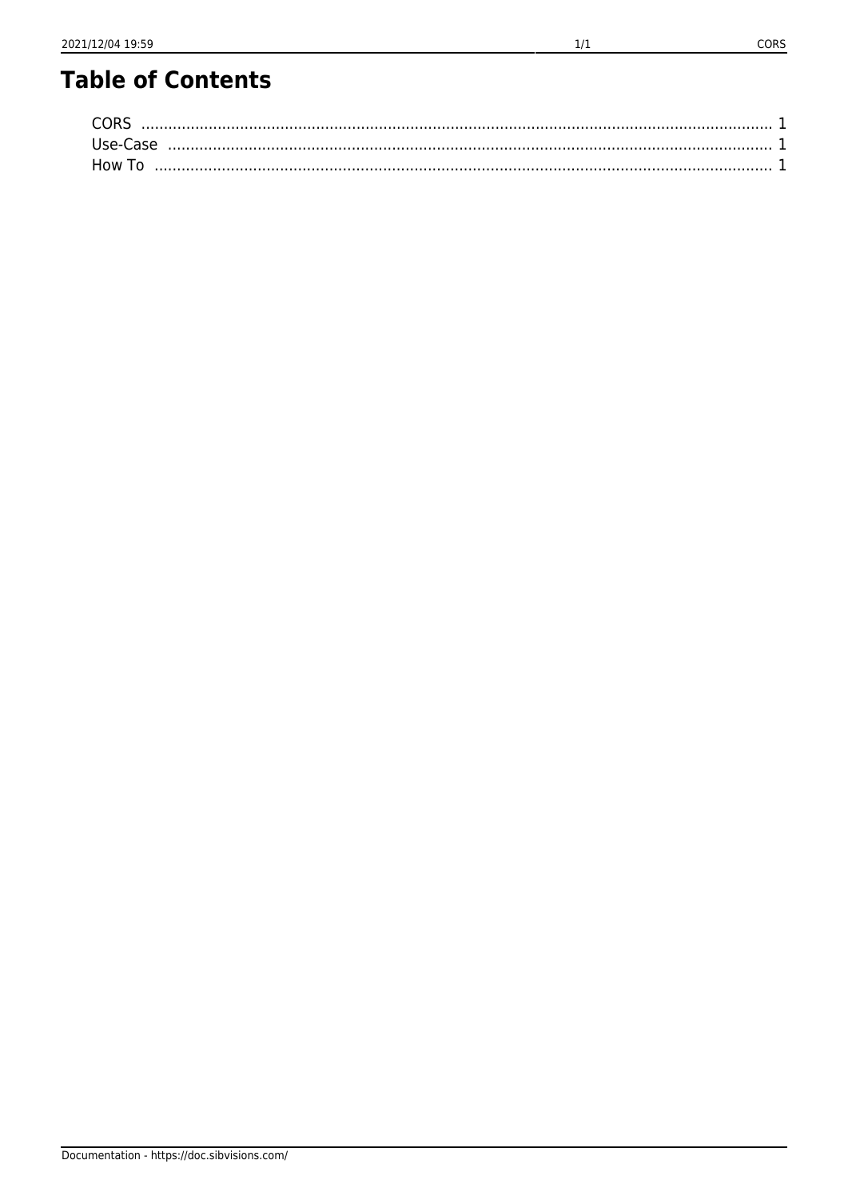# Table of Contents

CORS ........................................................................................................................................ 1
Use-Case .................................................................................................................................. 1
How To ..................................................................................................................................... 1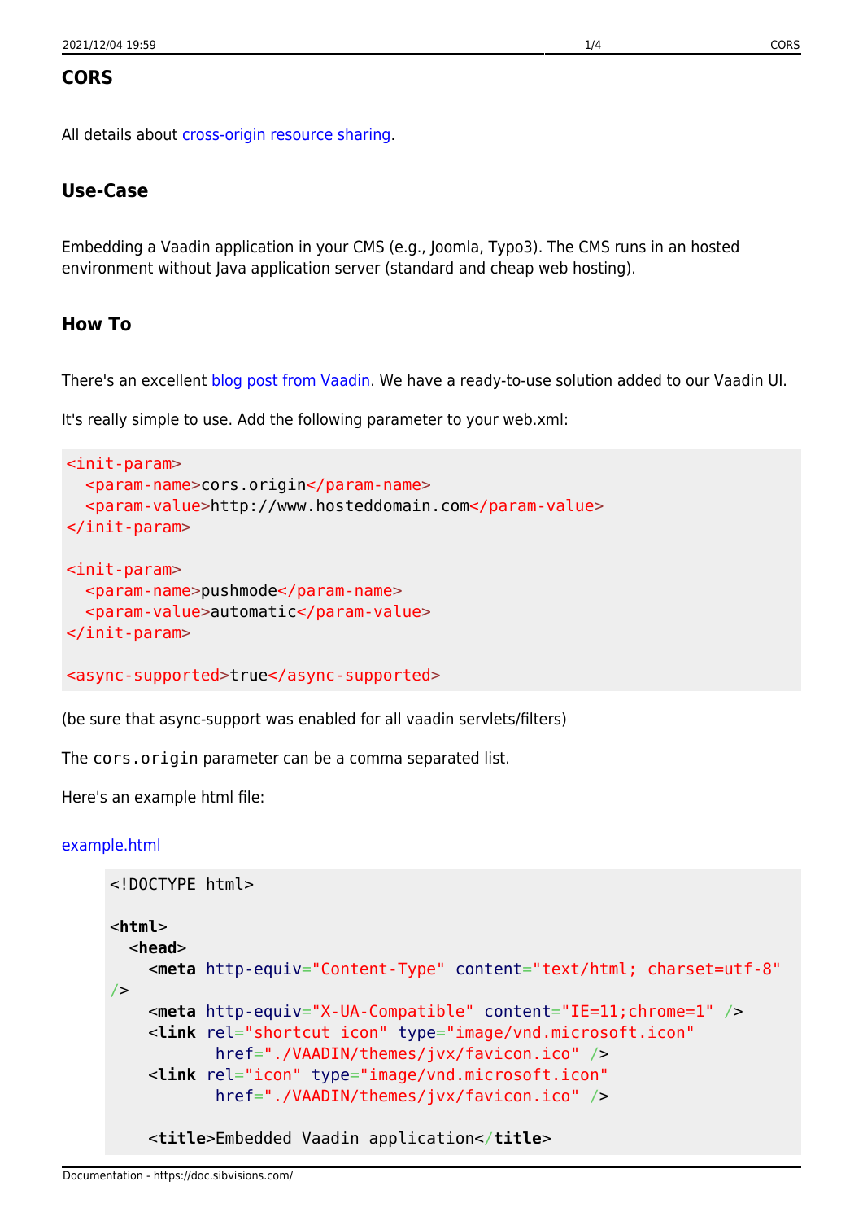# CORS

All details about cross-origin resource sharing.

## Use-Case

Embedding a Vaadin application in your CMS (e.g., Joomla, Typo3). The CMS runs in an hosted environment without Java application server (standard and cheap web hosting).

## How To

There's an excellent blog post from Vaadin. We have a ready-to-use solution added to our Vaadin UI.

It's really simple to use. Add the following parameter to your web.xml:

```
<init-param>
  <param-name>cors.origin</param-name>
  <param-value>http://www.hosteddomain.com</param-value>
</init-param>

<init-param>
  <param-name>pushmode</param-name>
  <param-value>automatic</param-value>
</init-param>

<async-supported>true</async-supported>
```

(be sure that async-support was enabled for all vaadin servlets/filters)

The `cors.origin` parameter can be a comma separated list.

Here's an example html file:

example.html

```
<!DOCTYPE html>

<html>
  <head>
    <meta http-equiv="Content-Type" content="text/html; charset=utf-8"
/>
    <meta http-equiv="X-UA-Compatible" content="IE=11;chrome=1" />
    <link rel="shortcut icon" type="image/vnd.microsoft.icon"
          href="./VAADIN/themes/jvx/favicon.ico" />
    <link rel="icon" type="image/vnd.microsoft.icon"
          href="./VAADIN/themes/jvx/favicon.ico" />

    <title>Embedded Vaadin application</title>
```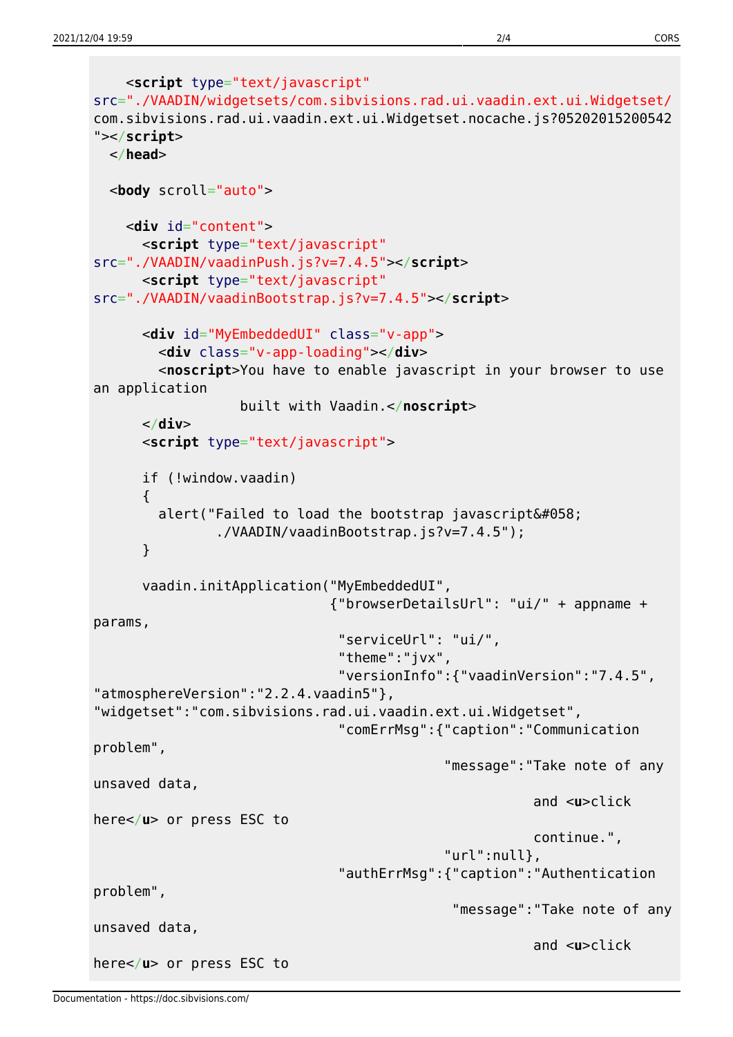```
    <script type="text/javascript"
src="./VAADIN/widgetsets/com.sibvisions.rad.ui.vaadin.ext.ui.Widgetset/
com.sibvisions.rad.ui.vaadin.ext.ui.Widgetset.nocache.js?05202015200542
"></script>
  </head>

  <body scroll="auto">

    <div id="content">
      <script type="text/javascript"
src="./VAADIN/vaadinPush.js?v=7.4.5"></script>
      <script type="text/javascript"
src="./VAADIN/vaadinBootstrap.js?v=7.4.5"></script>

      <div id="MyEmbeddedUI" class="v-app">
        <div class="v-app-loading"></div>
        <noscript>You have to enable javascript in your browser to use
an application
                 built with Vaadin.</noscript>
      </div>
      <script type="text/javascript">

      if (!window.vaadin)
      {
        alert("Failed to load the bootstrap javascript&#058;
               ./VAADIN/vaadinBootstrap.js?v=7.4.5");
      }

      vaadin.initApplication("MyEmbeddedUI",
                             {"browserDetailsUrl": "ui/" + appname +
params,
                              "serviceUrl": "ui/",
                              "theme":"jvx",
                              "versionInfo":{"vaadinVersion":"7.4.5",
"atmosphereVersion":"2.2.4.vaadin5"},
"widgetset":"com.sibvisions.rad.ui.vaadin.ext.ui.Widgetset",
                              "comErrMsg":{"caption":"Communication
problem",
                                           "message":"Take note of any
unsaved data,
                                                      and <u>click
here</u> or press ESC to
                                                      continue.",
                                           "url":null},
                              "authErrMsg":{"caption":"Authentication
problem",
                                            "message":"Take note of any
unsaved data,
                                                      and <u>click
here</u> or press ESC to
```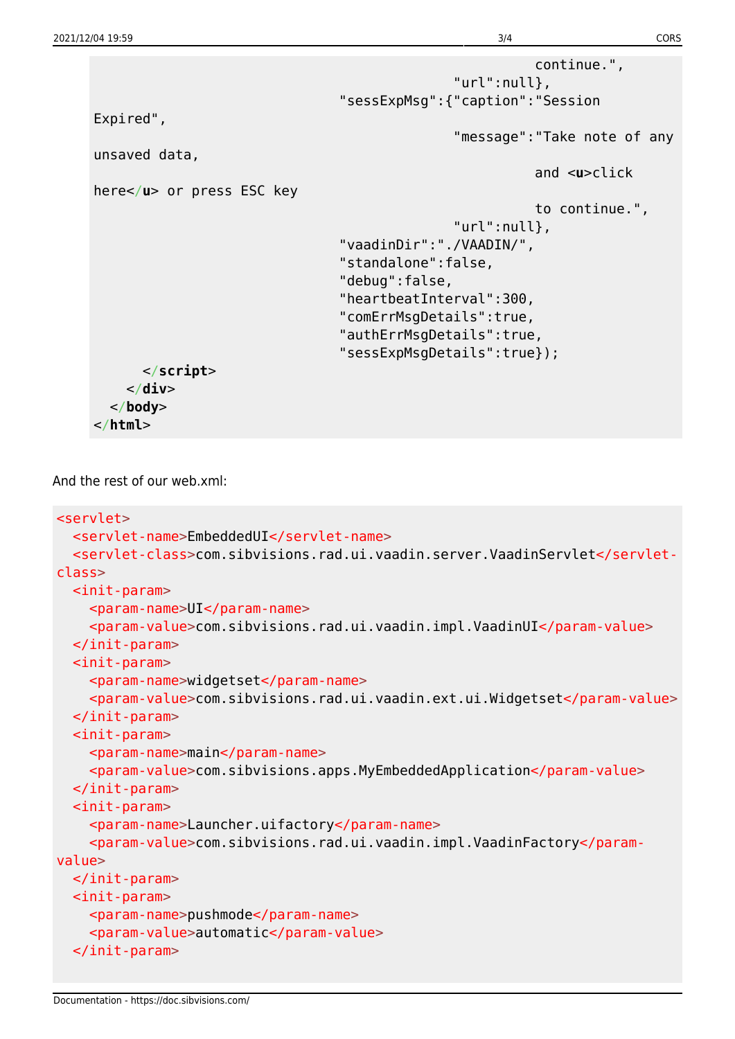```
                                                    continue.",
                                               "url":null},
                                "sessExpMsg":{"caption":"Session
Expired",
                                               "message":"Take note of any
unsaved data,
                                                    and <u>click
here</u> or press ESC key
                                                    to continue.",
                                               "url":null},
                                "vaadinDir":"./VAADIN/",
                                "standalone":false,
                                "debug":false,
                                "heartbeatInterval":300,
                                "comErrMsgDetails":true,
                                "authErrMsgDetails":true,
                                "sessExpMsgDetails":true});
      </script>
    </div>
  </body>
</html>
```

And the rest of our web.xml:

```
<servlet>
  <servlet-name>EmbeddedUI</servlet-name>
  <servlet-class>com.sibvisions.rad.ui.vaadin.server.VaadinServlet</servlet-
class>
  <init-param>
    <param-name>UI</param-name>
    <param-value>com.sibvisions.rad.ui.vaadin.impl.VaadinUI</param-value>
  </init-param>
  <init-param>
    <param-name>widgetset</param-name>
    <param-value>com.sibvisions.rad.ui.vaadin.ext.ui.Widgetset</param-value>
  </init-param>
  <init-param>
    <param-name>main</param-name>
    <param-value>com.sibvisions.apps.MyEmbeddedApplication</param-value>
  </init-param>
  <init-param>
    <param-name>Launcher.uifactory</param-name>
    <param-value>com.sibvisions.rad.ui.vaadin.impl.VaadinFactory</param-
value>
  </init-param>
  <init-param>
    <param-name>pushmode</param-name>
    <param-value>automatic</param-value>
  </init-param>
```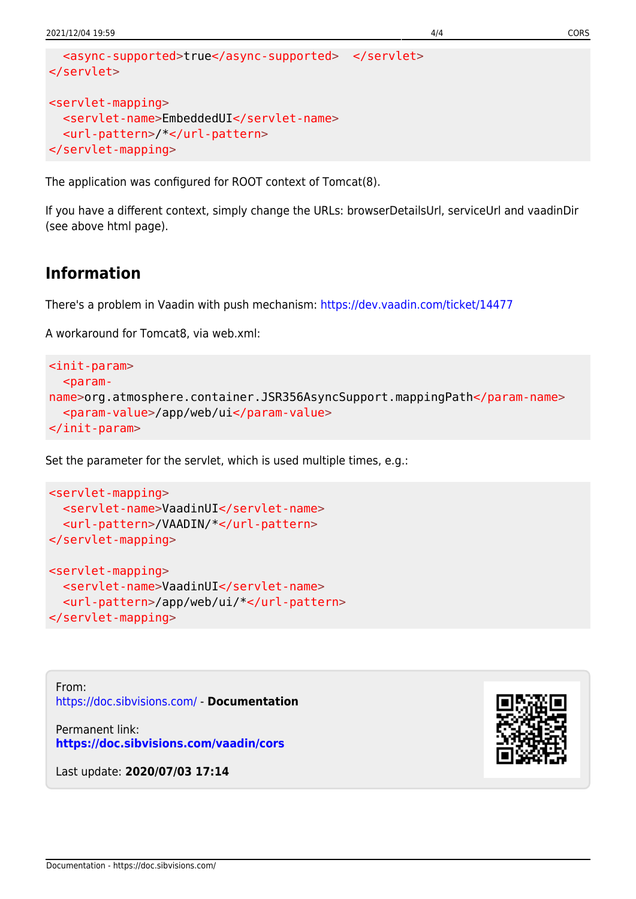```
  <async-supported>true</async-supported>  </servlet>
</servlet>

<servlet-mapping>
  <servlet-name>EmbeddedUI</servlet-name>
  <url-pattern>/*</url-pattern>
</servlet-mapping>
```

The application was configured for ROOT context of Tomcat(8).

If you have a different context, simply change the URLs: browserDetailsUrl, serviceUrl and vaadinDir (see above html page).

## Information

There's a problem in Vaadin with push mechanism: https://dev.vaadin.com/ticket/14477

A workaround for Tomcat8, via web.xml:

```
<init-param>
  <param-name>org.atmosphere.container.JSR356AsyncSupport.mappingPath</param-name>
  <param-value>/app/web/ui</param-value>
</init-param>
```

Set the parameter for the servlet, which is used multiple times, e.g.:

```
<servlet-mapping>
  <servlet-name>VaadinUI</servlet-name>
  <url-pattern>/VAADIN/*</url-pattern>
</servlet-mapping>

<servlet-mapping>
  <servlet-name>VaadinUI</servlet-name>
  <url-pattern>/app/web/ui/*</url-pattern>
</servlet-mapping>
```

From:
https://doc.sibvisions.com/ - **Documentation**

Permanent link:
**https://doc.sibvisions.com/vaadin/cors**

Last update: **2020/07/03 17:14**